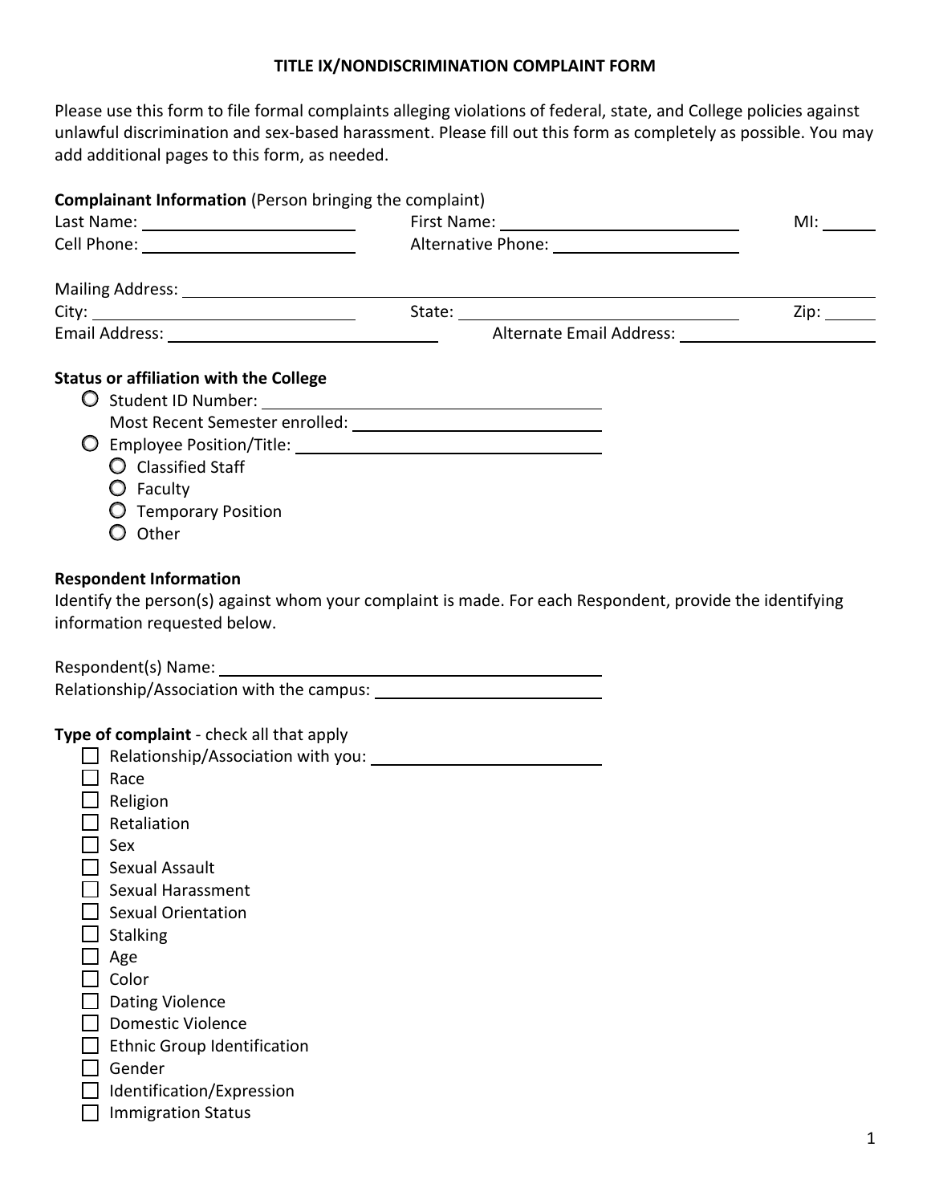# TITLE IX/NONDISCRIMINATION COMPLAINT FORM

Please use this form to file formal complaints alleging violations of federal, state, and College policies against unlawful discrimination and sex-based harassment. Please fill out this form as completely as possible. You may add additional pages to this form, as needed.

**Complainant Information** (Person bringing the complaint)

Last Name: ____________________ First Name: ____________________ MI: ______

Cell Phone: ____________________ Alternative Phone: ____________________

Mailing Address: ________________________________________

City: ____________________ State: ____________________ Zip: ______

Email Address: ____________________ Alternate Email Address: ____________________

**Status or affiliation with the College**

- ○ Student ID Number: ____________________
  Most Recent Semester enrolled: ____________________
- ○ Employee Position/Title: ____________________
  - ○ Classified Staff
  - ○ Faculty
  - ○ Temporary Position
  - ○ Other

**Respondent Information**

Identify the person(s) against whom your complaint is made. For each Respondent, provide the identifying information requested below.

Respondent(s) Name: ____________________

Relationship/Association with the campus: ____________________

**Type of complaint** - check all that apply

- ☐ Relationship/Association with you: ____________________
- ☐ Race
- ☐ Religion
- ☐ Retaliation
- ☐ Sex
- ☐ Sexual Assault
- ☐ Sexual Harassment
- ☐ Sexual Orientation
- ☐ Stalking
- ☐ Age
- ☐ Color
- ☐ Dating Violence
- ☐ Domestic Violence
- ☐ Ethnic Group Identification
- ☐ Gender
- ☐ Identification/Expression
- ☐ Immigration Status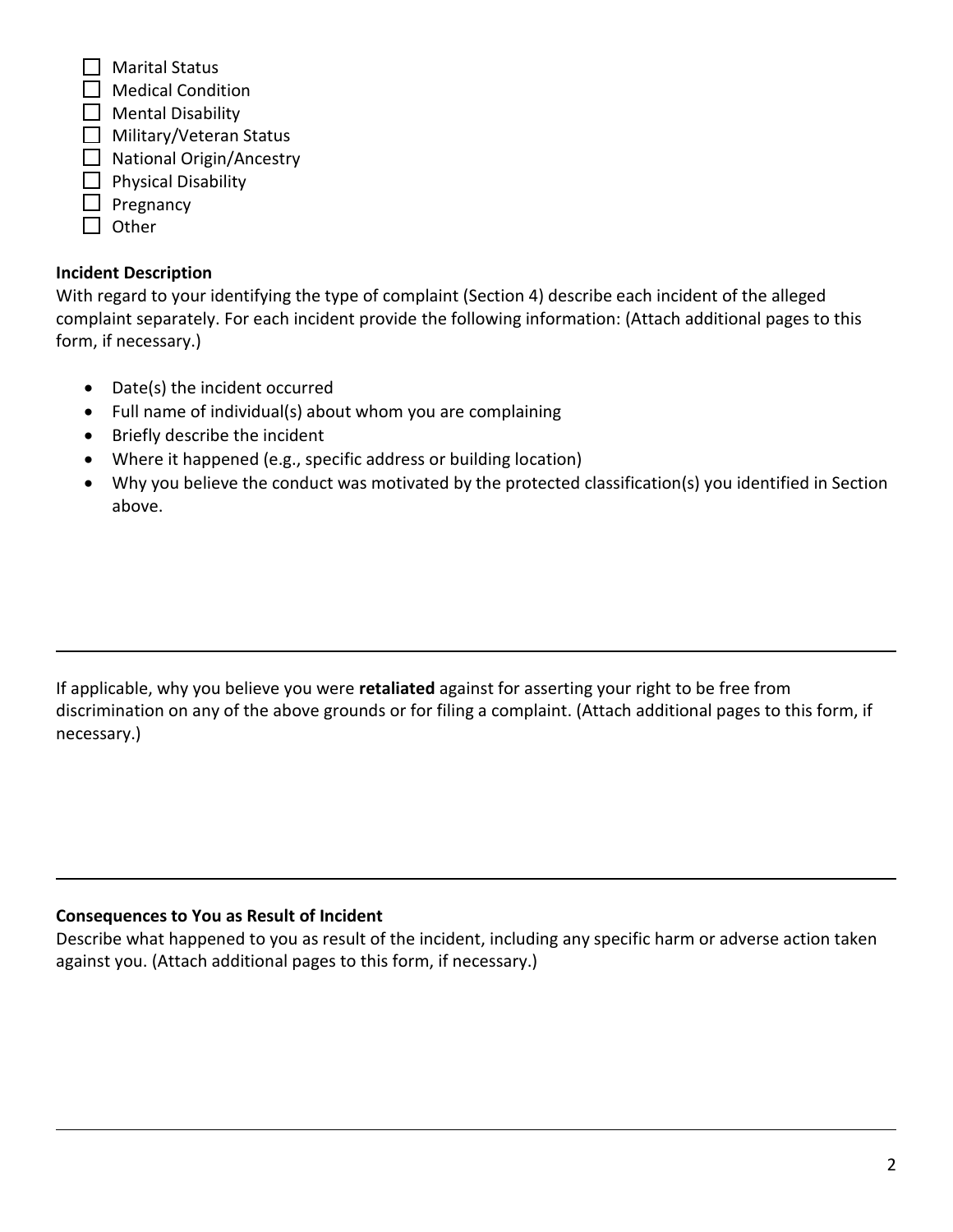- ☐ Marital Status
- ☐ Medical Condition
- ☐ Mental Disability
- ☐ Military/Veteran Status
- ☐ National Origin/Ancestry
- ☐ Physical Disability
- ☐ Pregnancy
- ☐ Other

**Incident Description**

With regard to your identifying the type of complaint (Section 4) describe each incident of the alleged complaint separately. For each incident provide the following information: (Attach additional pages to this form, if necessary.)

- Date(s) the incident occurred
- Full name of individual(s) about whom you are complaining
- Briefly describe the incident
- Where it happened (e.g., specific address or building location)
- Why you believe the conduct was motivated by the protected classification(s) you identified in Section above.

---

If applicable, why you believe you were **retaliated** against for asserting your right to be free from discrimination on any of the above grounds or for filing a complaint. (Attach additional pages to this form, if necessary.)

---

**Consequences to You as Result of Incident**

Describe what happened to you as result of the incident, including any specific harm or adverse action taken against you. (Attach additional pages to this form, if necessary.)

---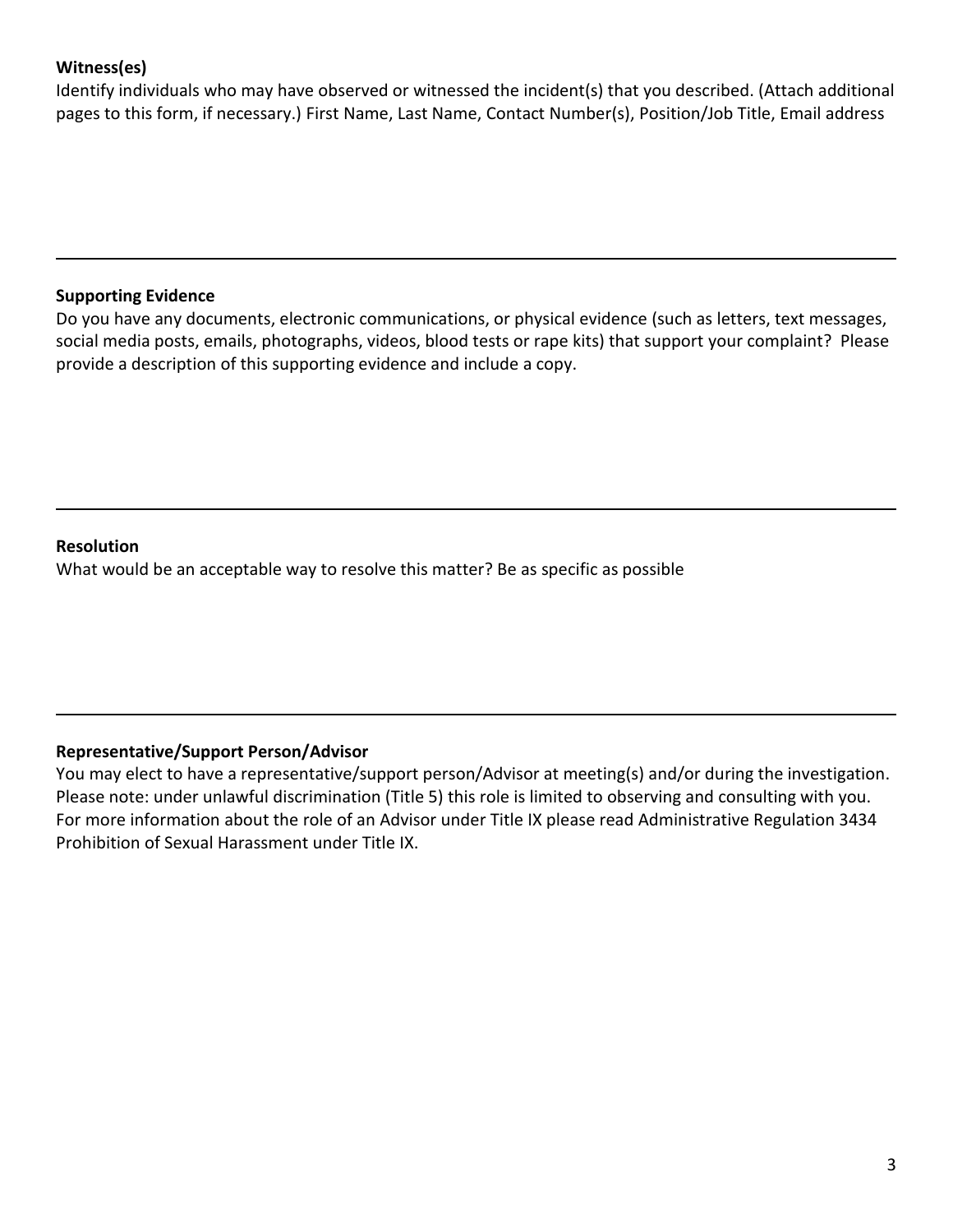**Witness(es)**

Identify individuals who may have observed or witnessed the incident(s) that you described. (Attach additional pages to this form, if necessary.) First Name, Last Name, Contact Number(s), Position/Job Title, Email address

---

**Supporting Evidence**

Do you have any documents, electronic communications, or physical evidence (such as letters, text messages, social media posts, emails, photographs, videos, blood tests or rape kits) that support your complaint? Please provide a description of this supporting evidence and include a copy.

---

**Resolution**

What would be an acceptable way to resolve this matter? Be as specific as possible

---

**Representative/Support Person/Advisor**

You may elect to have a representative/support person/Advisor at meeting(s) and/or during the investigation. Please note: under unlawful discrimination (Title 5) this role is limited to observing and consulting with you. For more information about the role of an Advisor under Title IX please read Administrative Regulation 3434 Prohibition of Sexual Harassment under Title IX.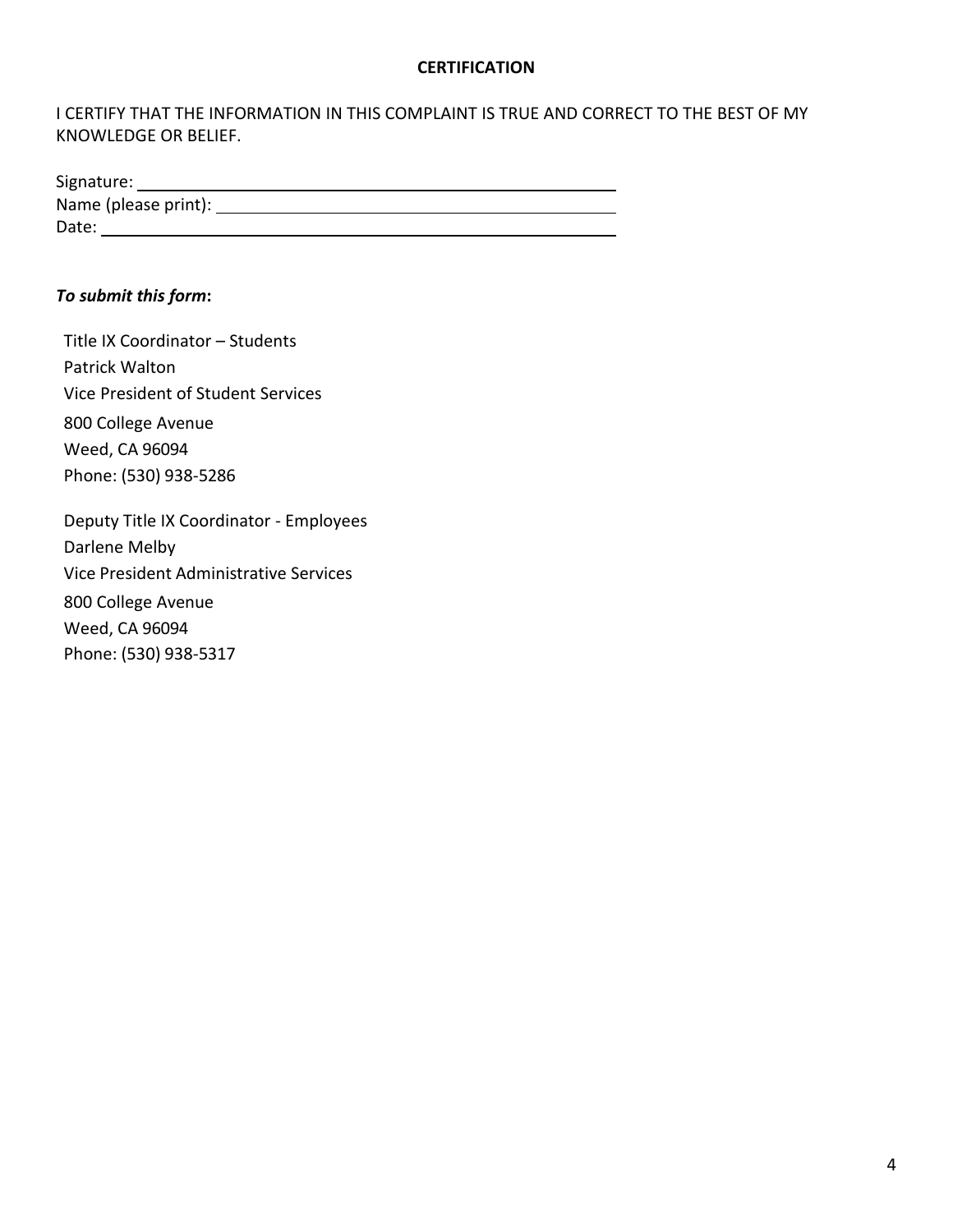**CERTIFICATION**

I CERTIFY THAT THE INFORMATION IN THIS COMPLAINT IS TRUE AND CORRECT TO THE BEST OF MY KNOWLEDGE OR BELIEF.

Signature: ______________________________________________

Name (please print): ______________________________________

Date: __________________________________________________

***To submit this form*:**

Title IX Coordinator – Students
Patrick Walton
Vice President of Student Services
800 College Avenue
Weed, CA 96094
Phone: (530) 938-5286

Deputy Title IX Coordinator - Employees
Darlene Melby
Vice President Administrative Services
800 College Avenue
Weed, CA 96094
Phone: (530) 938-5317